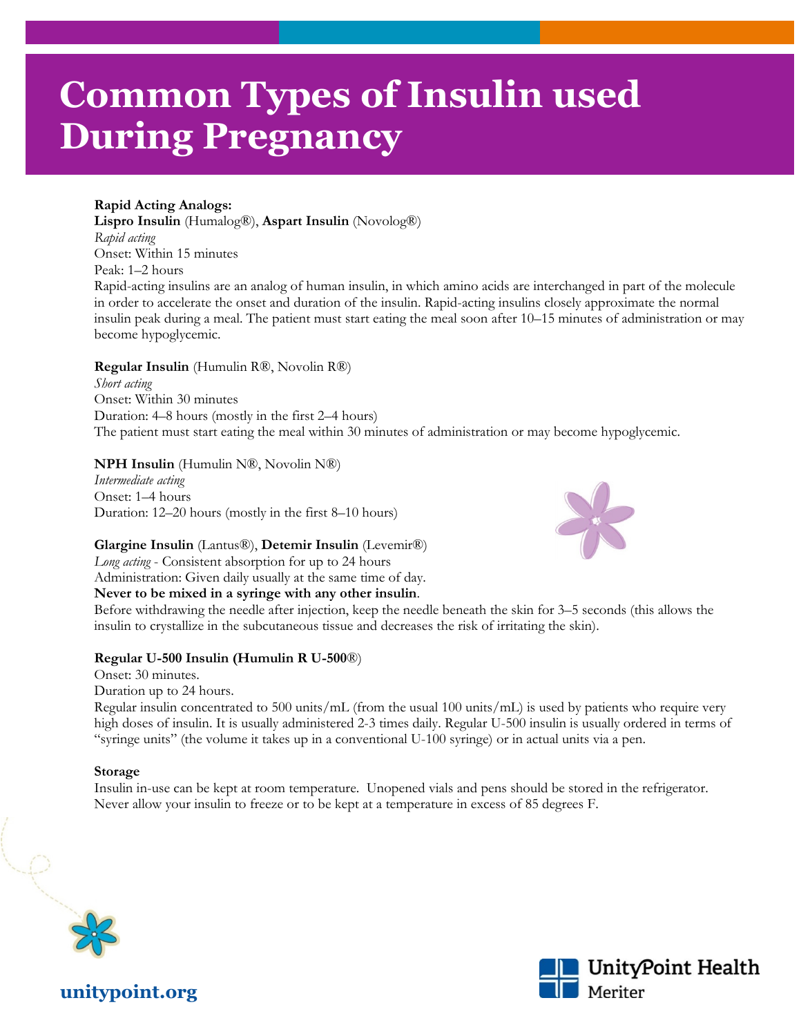# Common Types of Insulin used During Pregnancy

**Rapid Acting Analogs:**
**Lispro Insulin** (Humalog®), **Aspart Insulin** (Novolog®)
*Rapid acting*
Onset: Within 15 minutes
Peak: 1–2 hours
Rapid-acting insulins are an analog of human insulin, in which amino acids are interchanged in part of the molecule in order to accelerate the onset and duration of the insulin. Rapid-acting insulins closely approximate the normal insulin peak during a meal. The patient must start eating the meal soon after 10–15 minutes of administration or may become hypoglycemic.

**Regular Insulin** (Humulin R®, Novolin R®)
*Short acting*
Onset: Within 30 minutes
Duration: 4–8 hours (mostly in the first 2–4 hours)
The patient must start eating the meal within 30 minutes of administration or may become hypoglycemic.

**NPH Insulin** (Humulin N®, Novolin N®)
*Intermediate acting*
Onset: 1–4 hours
Duration: 12–20 hours (mostly in the first 8–10 hours)

**Glargine Insulin** (Lantus®), **Detemir Insulin** (Levemir®)
*Long acting* - Consistent absorption for up to 24 hours
Administration: Given daily usually at the same time of day.
**Never to be mixed in a syringe with any other insulin**.
Before withdrawing the needle after injection, keep the needle beneath the skin for 3–5 seconds (this allows the insulin to crystallize in the subcutaneous tissue and decreases the risk of irritating the skin).

**Regular U-500 Insulin (Humulin R U-500®)**
Onset: 30 minutes.
Duration up to 24 hours.
Regular insulin concentrated to 500 units/mL (from the usual 100 units/mL) is used by patients who require very high doses of insulin. It is usually administered 2-3 times daily. Regular U-500 insulin is usually ordered in terms of "syringe units" (the volume it takes up in a conventional U-100 syringe) or in actual units via a pen.

**Storage**
Insulin in-use can be kept at room temperature. Unopened vials and pens should be stored in the refrigerator. Never allow your insulin to freeze or to be kept at a temperature in excess of 85 degrees F.

unitypoint.org

UnityPoint Health Meriter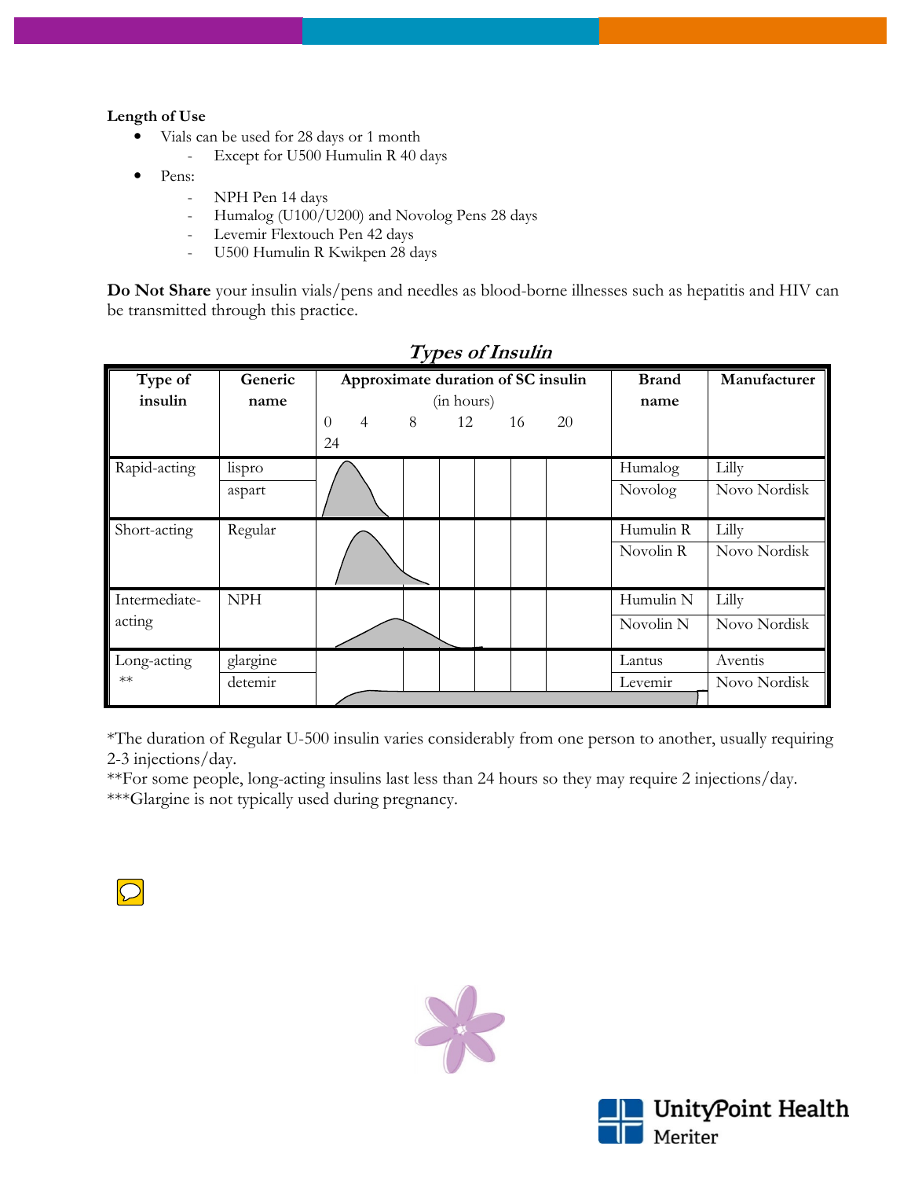**Length of Use**

- Vials can be used for 28 days or 1 month
  - Except for U500 Humulin R 40 days
- Pens:
  - NPH Pen 14 days
  - Humalog (U100/U200) and Novolog Pens 28 days
  - Levemir Flextouch Pen 42 days
  - U500 Humulin R Kwikpen 28 days

**Do Not Share** your insulin vials/pens and needles as blood-borne illnesses such as hepatitis and HIV can be transmitted through this practice.

## *Types of Insulin*

| Type of insulin | Generic name | Approximate duration of SC insulin (in hours) 0 4 8 12 16 20 24 | Brand name | Manufacturer |
|---|---|---|---|---|
| Rapid-acting | lispro | | Humalog | Lilly |
| | aspart | | Novolog | Novo Nordisk |
| Short-acting | Regular | | Humulin R | Lilly |
| | | | Novolin R | Novo Nordisk |
| Intermediate-acting | NPH | | Humulin N | Lilly |
| | | | Novolin N | Novo Nordisk |
| Long-acting ** | glargine | | Lantus | Aventis |
| | detemir | | Levemir | Novo Nordisk |

*The duration of Regular U-500 insulin varies considerably from one person to another, usually requiring 2-3 injections/day.

**For some people, long-acting insulins last less than 24 hours so they may require 2 injections/day.

***Glargine is not typically used during pregnancy.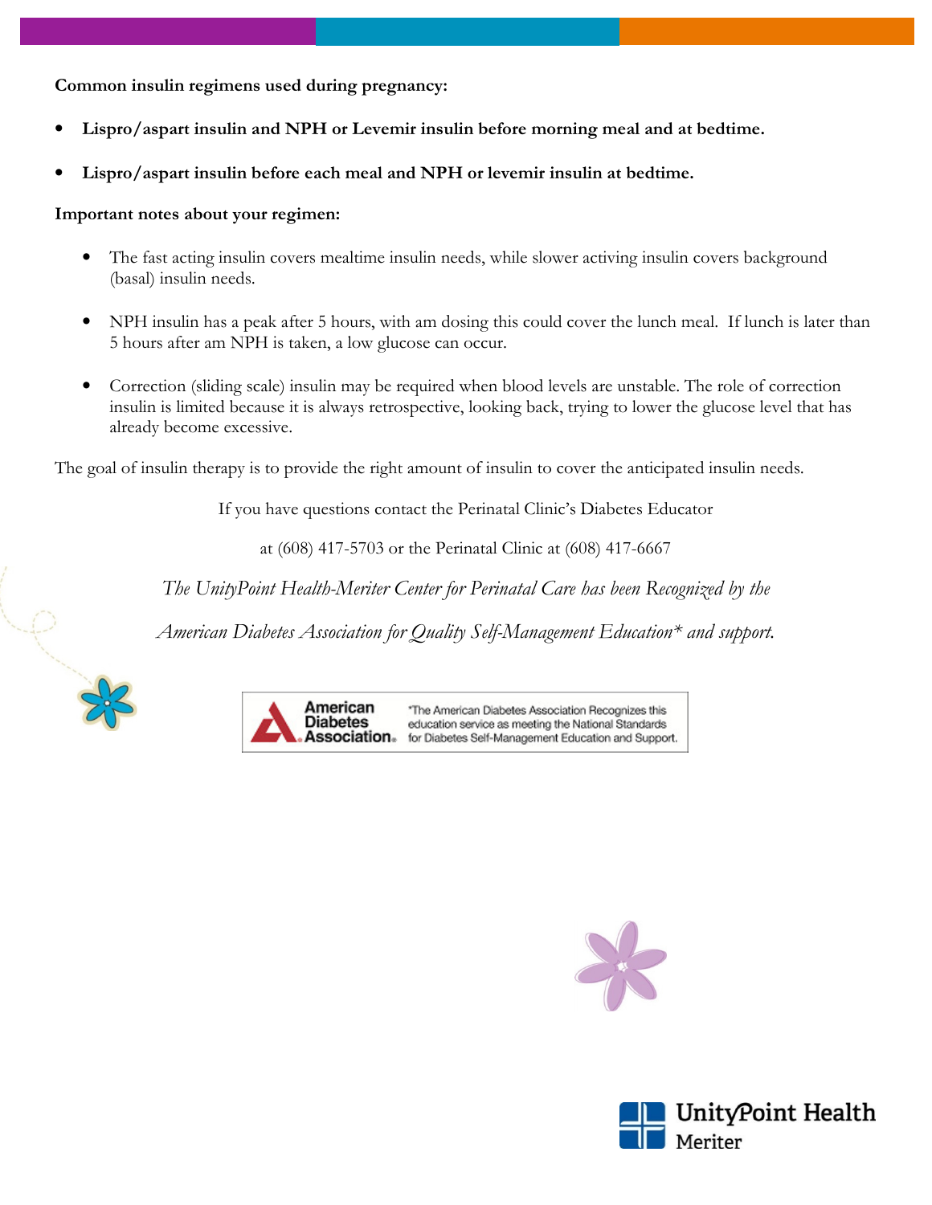**Common insulin regimens used during pregnancy:**

- **Lispro/aspart insulin and NPH or Levemir insulin before morning meal and at bedtime.**
- **Lispro/aspart insulin before each meal and NPH or levemir insulin at bedtime.**

**Important notes about your regimen:**

- The fast acting insulin covers mealtime insulin needs, while slower activing insulin covers background (basal) insulin needs.
- NPH insulin has a peak after 5 hours, with am dosing this could cover the lunch meal. If lunch is later than 5 hours after am NPH is taken, a low glucose can occur.
- Correction (sliding scale) insulin may be required when blood levels are unstable. The role of correction insulin is limited because it is always retrospective, looking back, trying to lower the glucose level that has already become excessive.

The goal of insulin therapy is to provide the right amount of insulin to cover the anticipated insulin needs.

If you have questions contact the Perinatal Clinic's Diabetes Educator

at (608) 417-5703 or the Perinatal Clinic at (608) 417-6667

*The UnityPoint Health-Meriter Center for Perinatal Care has been Recognized by the*

*American Diabetes Association for Quality Self-Management Education\* and support.*

American Diabetes Association. \*The American Diabetes Association Recognizes this education service as meeting the National Standards for Diabetes Self-Management Education and Support.

UnityPoint Health Meriter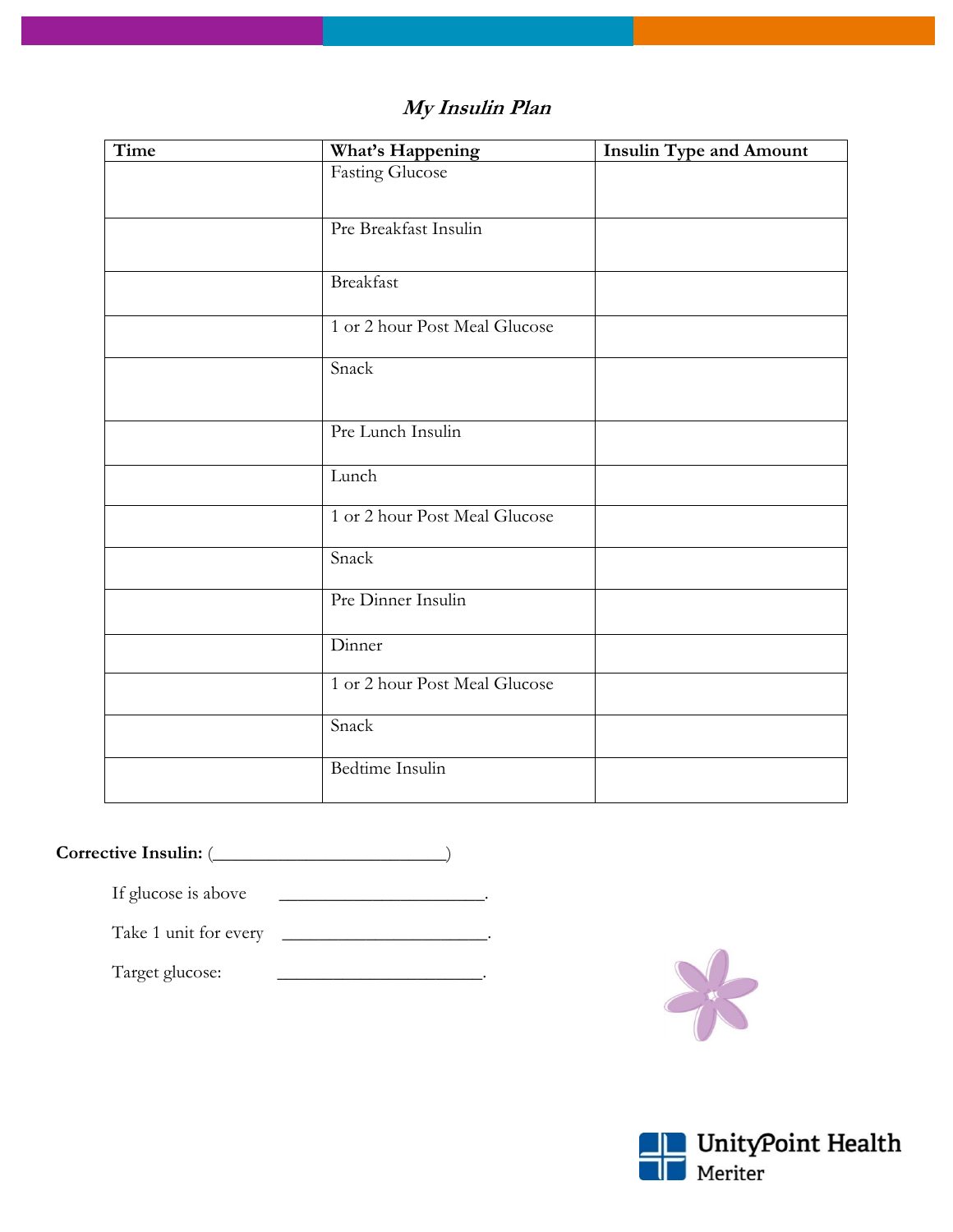# *My Insulin Plan*

| Time | What's Happening | Insulin Type and Amount |
|---|---|---|
| | Fasting Glucose | |
| | Pre Breakfast Insulin | |
| | Breakfast | |
| | 1 or 2 hour Post Meal Glucose | |
| | Snack | |
| | Pre Lunch Insulin | |
| | Lunch | |
| | 1 or 2 hour Post Meal Glucose | |
| | Snack | |
| | Pre Dinner Insulin | |
| | Dinner | |
| | 1 or 2 hour Post Meal Glucose | |
| | Snack | |
| | Bedtime Insulin | |

**Corrective Insulin:** (__________________________)

If glucose is above ______________________.

Take 1 unit for every ______________________.

Target glucose: ______________________.

UnityPoint Health Meriter